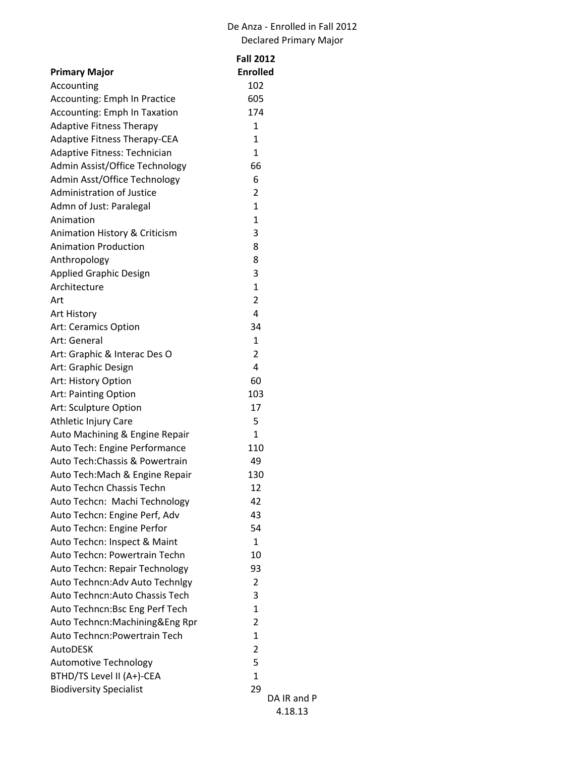De Anza - Enrolled in Fall 2012

Declared Primary Major

| Primary Major | Fall 2012 Enrolled |
|---|---|
| Accounting | 102 |
| Accounting: Emph In Practice | 605 |
| Accounting: Emph In Taxation | 174 |
| Adaptive Fitness Therapy | 1 |
| Adaptive Fitness Therapy-CEA | 1 |
| Adaptive Fitness: Technician | 1 |
| Admin Assist/Office Technology | 66 |
| Admin Asst/Office Technology | 6 |
| Administration of Justice | 2 |
| Admn of Just: Paralegal | 1 |
| Animation | 1 |
| Animation History & Criticism | 3 |
| Animation Production | 8 |
| Anthropology | 8 |
| Applied Graphic Design | 3 |
| Architecture | 1 |
| Art | 2 |
| Art History | 4 |
| Art: Ceramics Option | 34 |
| Art: General | 1 |
| Art: Graphic & Interac Des O | 2 |
| Art: Graphic Design | 4 |
| Art: History Option | 60 |
| Art: Painting Option | 103 |
| Art: Sculpture Option | 17 |
| Athletic Injury Care | 5 |
| Auto Machining & Engine Repair | 1 |
| Auto Tech: Engine Performance | 110 |
| Auto Tech:Chassis & Powertrain | 49 |
| Auto Tech:Mach & Engine Repair | 130 |
| Auto Techcn Chassis Techn | 12 |
| Auto Techcn: Machi Technology | 42 |
| Auto Techcn: Engine Perf, Adv | 43 |
| Auto Techcn: Engine Perfor | 54 |
| Auto Techcn: Inspect & Maint | 1 |
| Auto Techcn: Powertrain Techn | 10 |
| Auto Techcn: Repair Technology | 93 |
| Auto Techncn:Adv Auto Technlgy | 2 |
| Auto Techncn:Auto Chassis Tech | 3 |
| Auto Techncn:Bsc Eng Perf Tech | 1 |
| Auto Techncn:Machining&Eng Rpr | 2 |
| Auto Techncn:Powertrain Tech | 1 |
| AutoDESK | 2 |
| Automotive Technology | 5 |
| BTHD/TS Level II (A+)-CEA | 1 |
| Biodiversity Specialist | 29 |

DA IR and P
4.18.13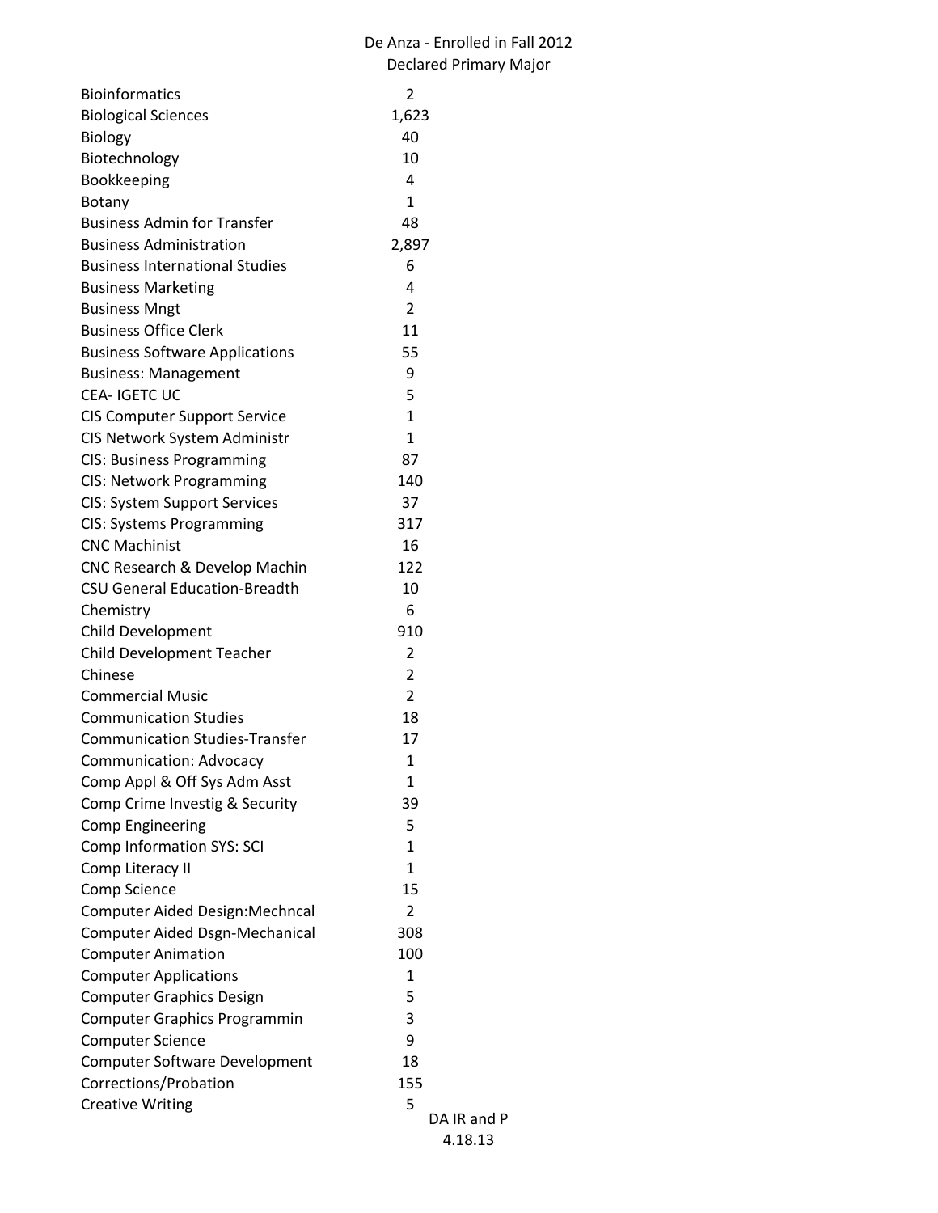De Anza - Enrolled in Fall 2012
Declared Primary Major

| Major | Count |
|---|---|
| Bioinformatics | 2 |
| Biological Sciences | 1,623 |
| Biology | 40 |
| Biotechnology | 10 |
| Bookkeeping | 4 |
| Botany | 1 |
| Business Admin for Transfer | 48 |
| Business Administration | 2,897 |
| Business International Studies | 6 |
| Business Marketing | 4 |
| Business Mngt | 2 |
| Business Office Clerk | 11 |
| Business Software Applications | 55 |
| Business: Management | 9 |
| CEA- IGETC UC | 5 |
| CIS Computer Support Service | 1 |
| CIS Network System Administr | 1 |
| CIS: Business Programming | 87 |
| CIS: Network Programming | 140 |
| CIS: System Support Services | 37 |
| CIS: Systems Programming | 317 |
| CNC Machinist | 16 |
| CNC Research & Develop Machin | 122 |
| CSU General Education-Breadth | 10 |
| Chemistry | 6 |
| Child Development | 910 |
| Child Development Teacher | 2 |
| Chinese | 2 |
| Commercial Music | 2 |
| Communication Studies | 18 |
| Communication Studies-Transfer | 17 |
| Communication: Advocacy | 1 |
| Comp Appl & Off Sys Adm Asst | 1 |
| Comp Crime Investig & Security | 39 |
| Comp Engineering | 5 |
| Comp Information SYS: SCI | 1 |
| Comp Literacy II | 1 |
| Comp Science | 15 |
| Computer Aided Design:Mechncal | 2 |
| Computer Aided Dsgn-Mechanical | 308 |
| Computer Animation | 100 |
| Computer Applications | 1 |
| Computer Graphics Design | 5 |
| Computer Graphics Programmin | 3 |
| Computer Science | 9 |
| Computer Software Development | 18 |
| Corrections/Probation | 155 |
| Creative Writing | 5 |

DA IR and P
4.18.13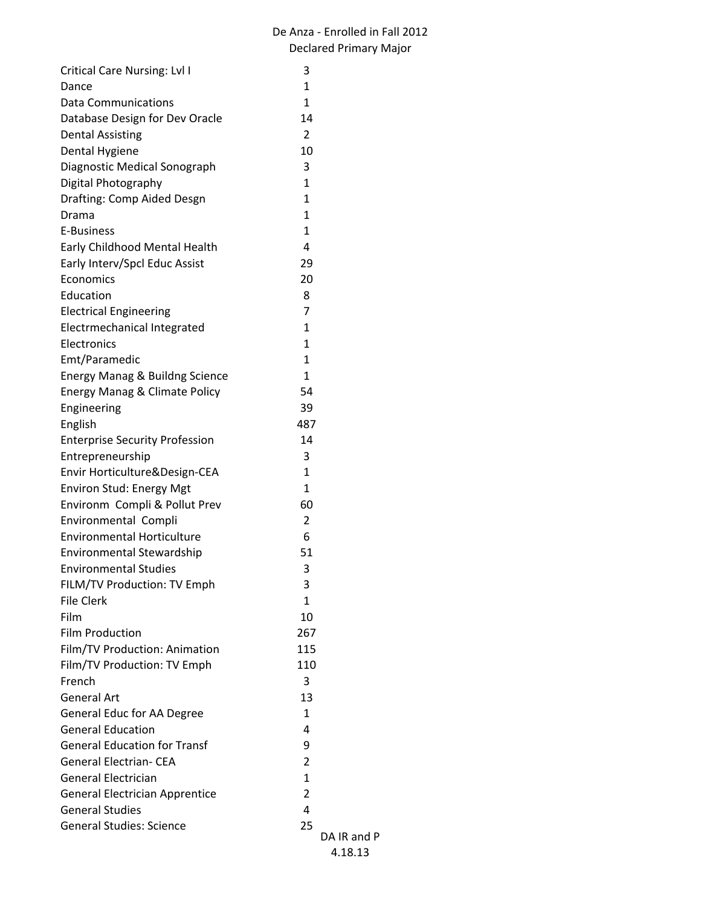De Anza - Enrolled in Fall 2012
Declared Primary Major

| Major | Count |
| --- | --- |
| Critical Care Nursing: Lvl I | 3 |
| Dance | 1 |
| Data Communications | 1 |
| Database Design for Dev Oracle | 14 |
| Dental Assisting | 2 |
| Dental Hygiene | 10 |
| Diagnostic Medical Sonograph | 3 |
| Digital Photography | 1 |
| Drafting: Comp Aided Desgn | 1 |
| Drama | 1 |
| E-Business | 1 |
| Early Childhood Mental Health | 4 |
| Early Interv/Spcl Educ Assist | 29 |
| Economics | 20 |
| Education | 8 |
| Electrical Engineering | 7 |
| Electrmechanical Integrated | 1 |
| Electronics | 1 |
| Emt/Paramedic | 1 |
| Energy Manag & Buildng Science | 1 |
| Energy Manag & Climate Policy | 54 |
| Engineering | 39 |
| English | 487 |
| Enterprise Security Profession | 14 |
| Entrepreneurship | 3 |
| Envir Horticulture&Design-CEA | 1 |
| Environ Stud: Energy Mgt | 1 |
| Environm Compli & Pollut Prev | 60 |
| Environmental Compli | 2 |
| Environmental Horticulture | 6 |
| Environmental Stewardship | 51 |
| Environmental Studies | 3 |
| FILM/TV Production: TV Emph | 3 |
| File Clerk | 1 |
| Film | 10 |
| Film Production | 267 |
| Film/TV Production: Animation | 115 |
| Film/TV Production: TV Emph | 110 |
| French | 3 |
| General Art | 13 |
| General Educ for AA Degree | 1 |
| General Education | 4 |
| General Education for Transf | 9 |
| General Electrian- CEA | 2 |
| General Electrician | 1 |
| General Electrician Apprentice | 2 |
| General Studies | 4 |
| General Studies: Science | 25 |

DA IR and P
4.18.13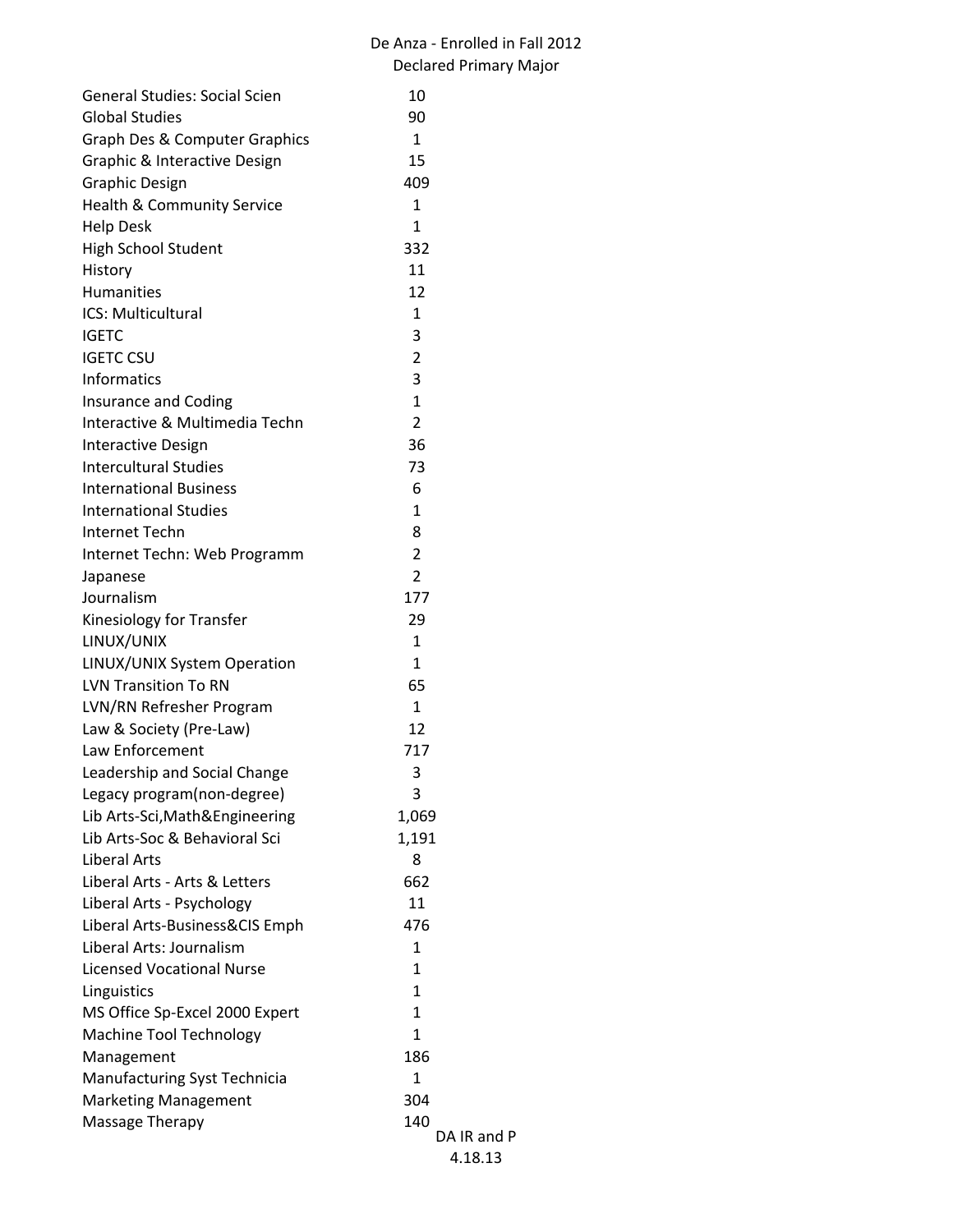De Anza - Enrolled in Fall 2012
Declared Primary Major

| Major | Count |
|---|---|
| General Studies: Social Scien | 10 |
| Global Studies | 90 |
| Graph Des & Computer Graphics | 1 |
| Graphic & Interactive Design | 15 |
| Graphic Design | 409 |
| Health & Community Service | 1 |
| Help Desk | 1 |
| High School Student | 332 |
| History | 11 |
| Humanities | 12 |
| ICS: Multicultural | 1 |
| IGETC | 3 |
| IGETC CSU | 2 |
| Informatics | 3 |
| Insurance and Coding | 1 |
| Interactive & Multimedia Techn | 2 |
| Interactive Design | 36 |
| Intercultural Studies | 73 |
| International Business | 6 |
| International Studies | 1 |
| Internet Techn | 8 |
| Internet Techn: Web Programm | 2 |
| Japanese | 2 |
| Journalism | 177 |
| Kinesiology for Transfer | 29 |
| LINUX/UNIX | 1 |
| LINUX/UNIX System Operation | 1 |
| LVN Transition To RN | 65 |
| LVN/RN Refresher Program | 1 |
| Law & Society (Pre-Law) | 12 |
| Law Enforcement | 717 |
| Leadership and Social Change | 3 |
| Legacy program(non-degree) | 3 |
| Lib Arts-Sci,Math&Engineering | 1,069 |
| Lib Arts-Soc & Behavioral Sci | 1,191 |
| Liberal Arts | 8 |
| Liberal Arts - Arts & Letters | 662 |
| Liberal Arts - Psychology | 11 |
| Liberal Arts-Business&CIS Emph | 476 |
| Liberal Arts: Journalism | 1 |
| Licensed Vocational Nurse | 1 |
| Linguistics | 1 |
| MS Office Sp-Excel 2000 Expert | 1 |
| Machine Tool Technology | 1 |
| Management | 186 |
| Manufacturing Syst Technicia | 1 |
| Marketing Management | 304 |
| Massage Therapy | 140 |

DA IR and P
4.18.13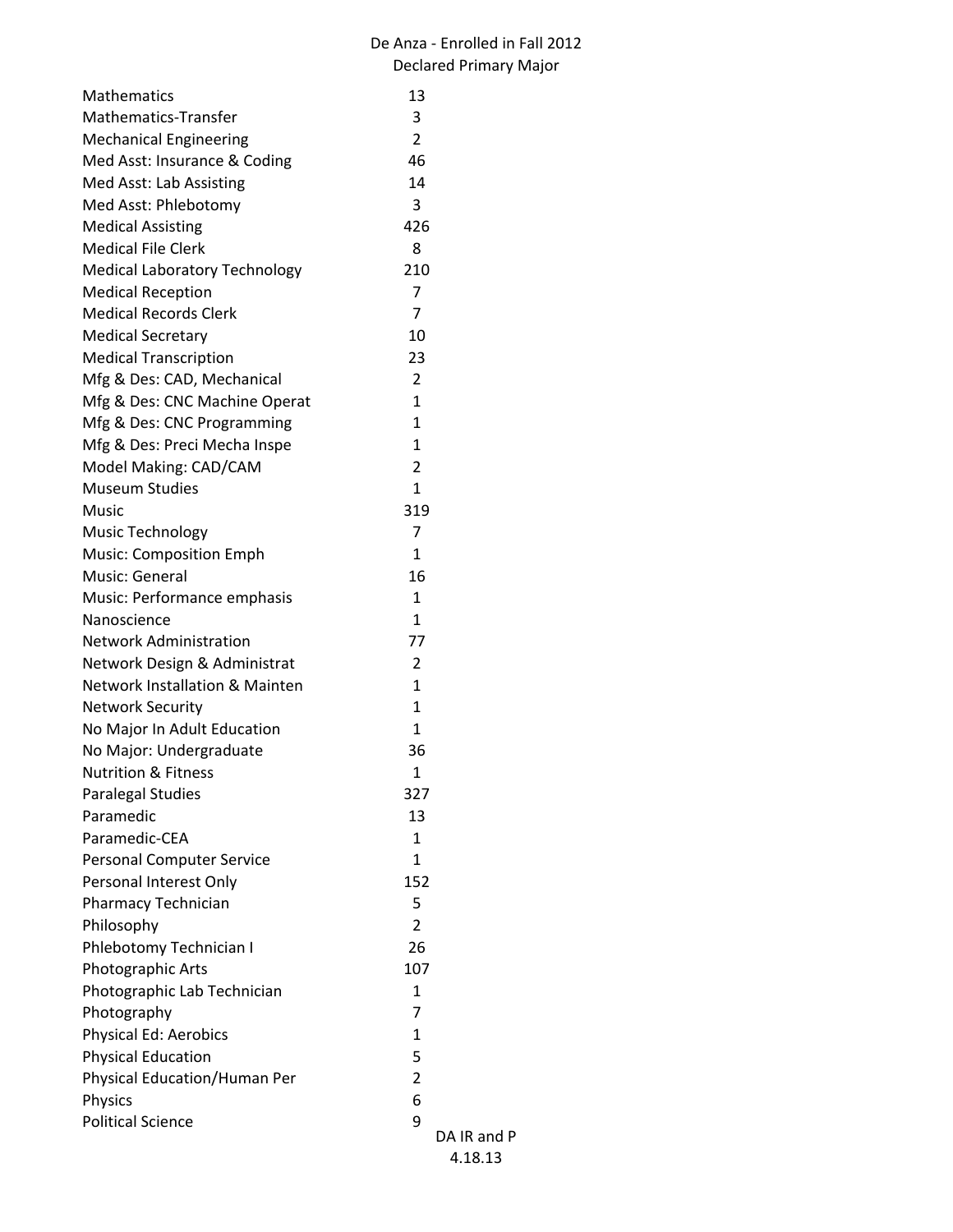De Anza - Enrolled in Fall 2012
Declared Primary Major

| Major | Count |
| --- | --- |
| Mathematics | 13 |
| Mathematics-Transfer | 3 |
| Mechanical Engineering | 2 |
| Med Asst: Insurance & Coding | 46 |
| Med Asst: Lab Assisting | 14 |
| Med Asst: Phlebotomy | 3 |
| Medical Assisting | 426 |
| Medical File Clerk | 8 |
| Medical Laboratory Technology | 210 |
| Medical Reception | 7 |
| Medical Records Clerk | 7 |
| Medical Secretary | 10 |
| Medical Transcription | 23 |
| Mfg & Des: CAD, Mechanical | 2 |
| Mfg & Des: CNC Machine Operat | 1 |
| Mfg & Des: CNC Programming | 1 |
| Mfg & Des: Preci Mecha Inspe | 1 |
| Model Making: CAD/CAM | 2 |
| Museum Studies | 1 |
| Music | 319 |
| Music Technology | 7 |
| Music: Composition Emph | 1 |
| Music: General | 16 |
| Music: Performance emphasis | 1 |
| Nanoscience | 1 |
| Network Administration | 77 |
| Network Design & Administrat | 2 |
| Network Installation & Mainten | 1 |
| Network Security | 1 |
| No Major In Adult Education | 1 |
| No Major: Undergraduate | 36 |
| Nutrition & Fitness | 1 |
| Paralegal Studies | 327 |
| Paramedic | 13 |
| Paramedic-CEA | 1 |
| Personal Computer Service | 1 |
| Personal Interest Only | 152 |
| Pharmacy Technician | 5 |
| Philosophy | 2 |
| Phlebotomy Technician I | 26 |
| Photographic Arts | 107 |
| Photographic Lab Technician | 1 |
| Photography | 7 |
| Physical Ed: Aerobics | 1 |
| Physical Education | 5 |
| Physical Education/Human Per | 2 |
| Physics | 6 |
| Political Science | 9 |

DA IR and P
4.18.13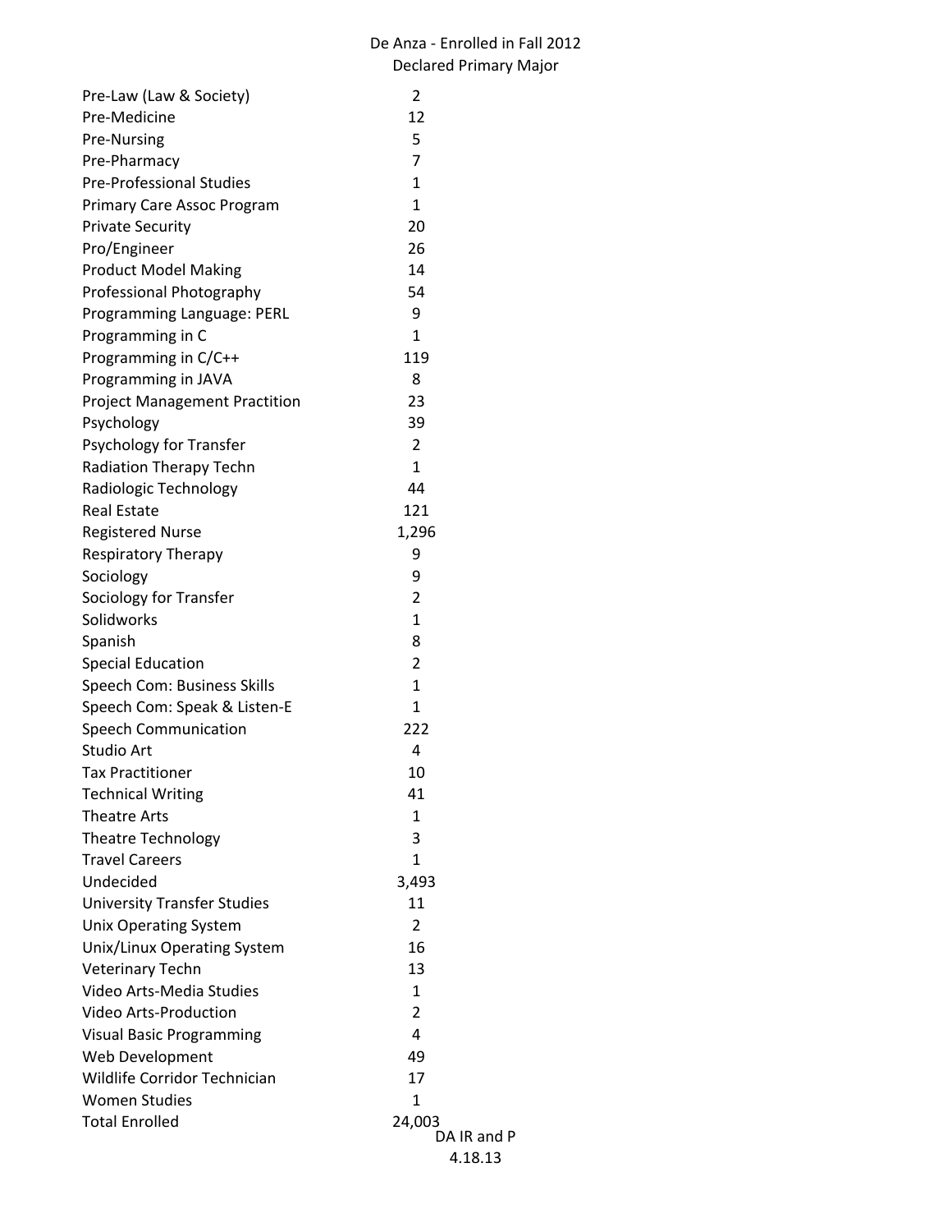De Anza - Enrolled in Fall 2012
Declared Primary Major

| | |
|---|---|
| Pre-Law (Law & Society) | 2 |
| Pre-Medicine | 12 |
| Pre-Nursing | 5 |
| Pre-Pharmacy | 7 |
| Pre-Professional Studies | 1 |
| Primary Care Assoc Program | 1 |
| Private Security | 20 |
| Pro/Engineer | 26 |
| Product Model Making | 14 |
| Professional Photography | 54 |
| Programming Language: PERL | 9 |
| Programming in C | 1 |
| Programming in C/C++ | 119 |
| Programming in JAVA | 8 |
| Project Management Practition | 23 |
| Psychology | 39 |
| Psychology for Transfer | 2 |
| Radiation Therapy Techn | 1 |
| Radiologic Technology | 44 |
| Real Estate | 121 |
| Registered Nurse | 1,296 |
| Respiratory Therapy | 9 |
| Sociology | 9 |
| Sociology for Transfer | 2 |
| Solidworks | 1 |
| Spanish | 8 |
| Special Education | 2 |
| Speech Com: Business Skills | 1 |
| Speech Com: Speak & Listen-E | 1 |
| Speech Communication | 222 |
| Studio Art | 4 |
| Tax Practitioner | 10 |
| Technical Writing | 41 |
| Theatre Arts | 1 |
| Theatre Technology | 3 |
| Travel Careers | 1 |
| Undecided | 3,493 |
| University Transfer Studies | 11 |
| Unix Operating System | 2 |
| Unix/Linux Operating System | 16 |
| Veterinary Techn | 13 |
| Video Arts-Media Studies | 1 |
| Video Arts-Production | 2 |
| Visual Basic Programming | 4 |
| Web Development | 49 |
| Wildlife Corridor Technician | 17 |
| Women Studies | 1 |
| Total Enrolled | 24,003 |

DA IR and P
4.18.13